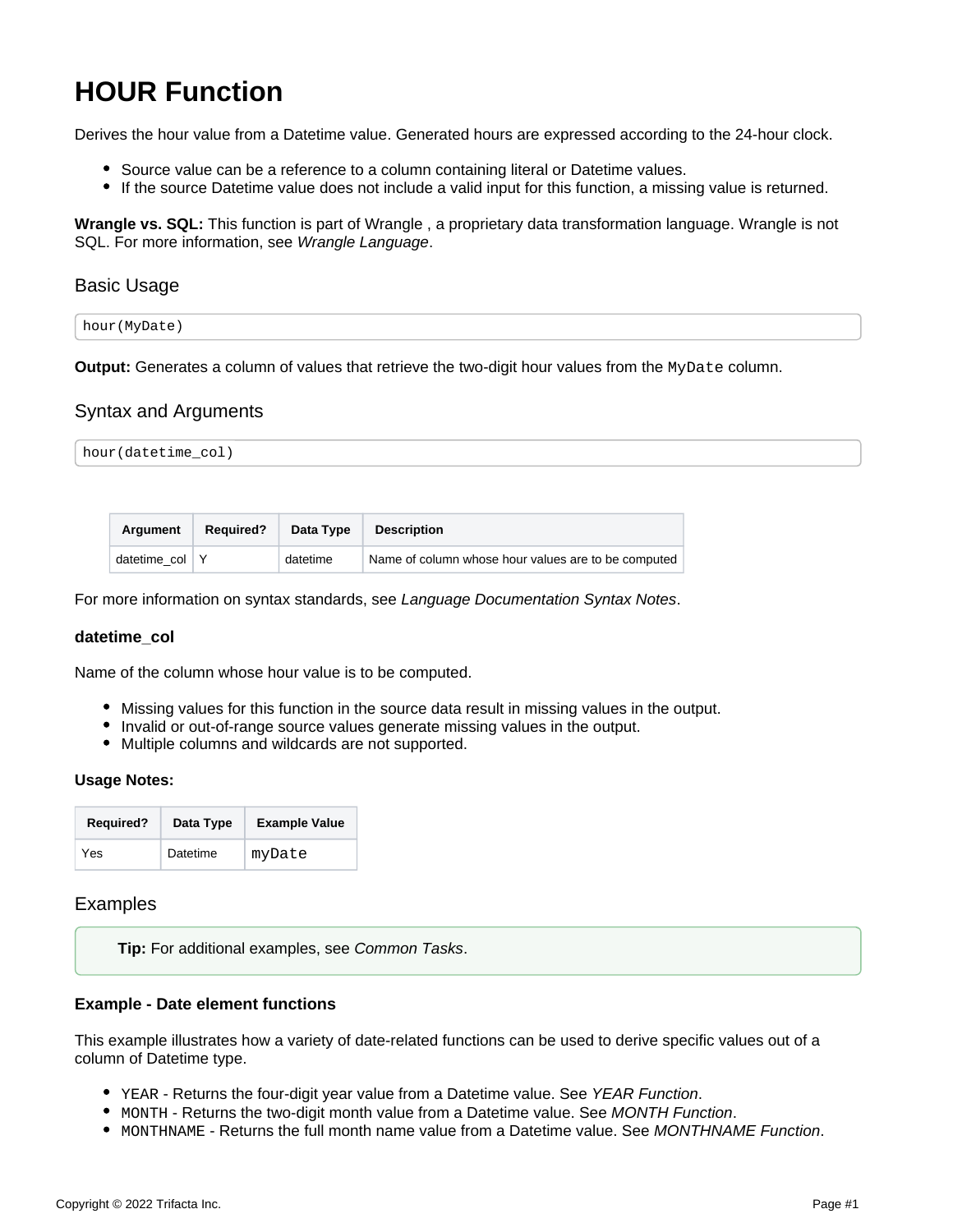# HOUR Function

Derives the hour value from a Datetime value. Generated hours are expressed according to the 24-hour clock.

- Source value can be a reference to a column containing literal or Datetime values.
- If the source Datetime value does not include a valid input for this function, a missing value is returned.

**Wrangle vs. SQL:** This function is part of Wrangle , a proprietary data transformation language. Wrangle is not SQL. For more information, see *Wrangle Language*.

## Basic Usage

```
hour(MyDate)
```

**Output:** Generates a column of values that retrieve the two-digit hour values from the `MyDate` column.

## Syntax and Arguments

```
hour(datetime_col)
```

| Argument | Required? | Data Type | Description |
|---|---|---|---|
| datetime_col | Y | datetime | Name of column whose hour values are to be computed |

For more information on syntax standards, see *Language Documentation Syntax Notes*.

#### datetime_col

Name of the column whose hour value is to be computed.

- Missing values for this function in the source data result in missing values in the output.
- Invalid or out-of-range source values generate missing values in the output.
- Multiple columns and wildcards are not supported.

**Usage Notes:**

| Required? | Data Type | Example Value |
|---|---|---|
| Yes | Datetime | `myDate` |

## Examples

> **Tip:** For additional examples, see *Common Tasks*.

#### Example - Date element functions

This example illustrates how a variety of date-related functions can be used to derive specific values out of a column of Datetime type.

- `YEAR` - Returns the four-digit year value from a Datetime value. See *YEAR Function*.
- `MONTH` - Returns the two-digit month value from a Datetime value. See *MONTH Function*.
- `MONTHNAME` - Returns the full month name value from a Datetime value. See *MONTHNAME Function*.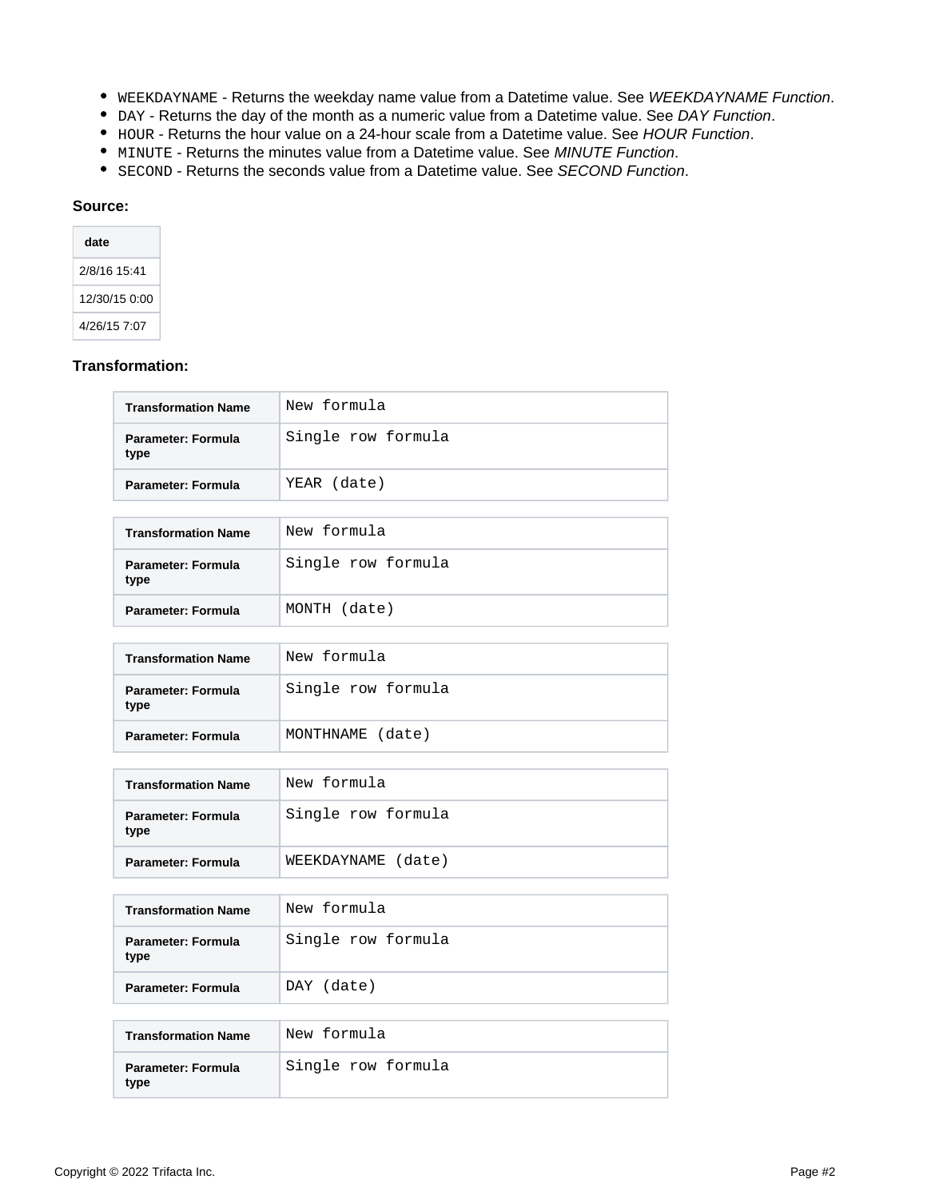- `WEEKDAYNAME` - Returns the weekday name value from a Datetime value. See *WEEKDAYNAME Function*.
- `DAY` - Returns the day of the month as a numeric value from a Datetime value. See *DAY Function*.
- `HOUR` - Returns the hour value on a 24-hour scale from a Datetime value. See *HOUR Function*.
- `MINUTE` - Returns the minutes value from a Datetime value. See *MINUTE Function*.
- `SECOND` - Returns the seconds value from a Datetime value. See *SECOND Function*.

**Source:**

| date |
|---|
| 2/8/16 15:41 |
| 12/30/15 0:00 |
| 4/26/15 7:07 |

**Transformation:**

| Transformation Name | `New formula` |
|---|---|
| Parameter: Formula type | `Single row formula` |
| Parameter: Formula | `YEAR (date)` |

| Transformation Name | `New formula` |
|---|---|
| Parameter: Formula type | `Single row formula` |
| Parameter: Formula | `MONTH (date)` |

| Transformation Name | `New formula` |
|---|---|
| Parameter: Formula type | `Single row formula` |
| Parameter: Formula | `MONTHNAME (date)` |

| Transformation Name | `New formula` |
|---|---|
| Parameter: Formula type | `Single row formula` |
| Parameter: Formula | `WEEKDAYNAME (date)` |

| Transformation Name | `New formula` |
|---|---|
| Parameter: Formula type | `Single row formula` |
| Parameter: Formula | `DAY (date)` |

| Transformation Name | `New formula` |
|---|---|
| Parameter: Formula type | `Single row formula` |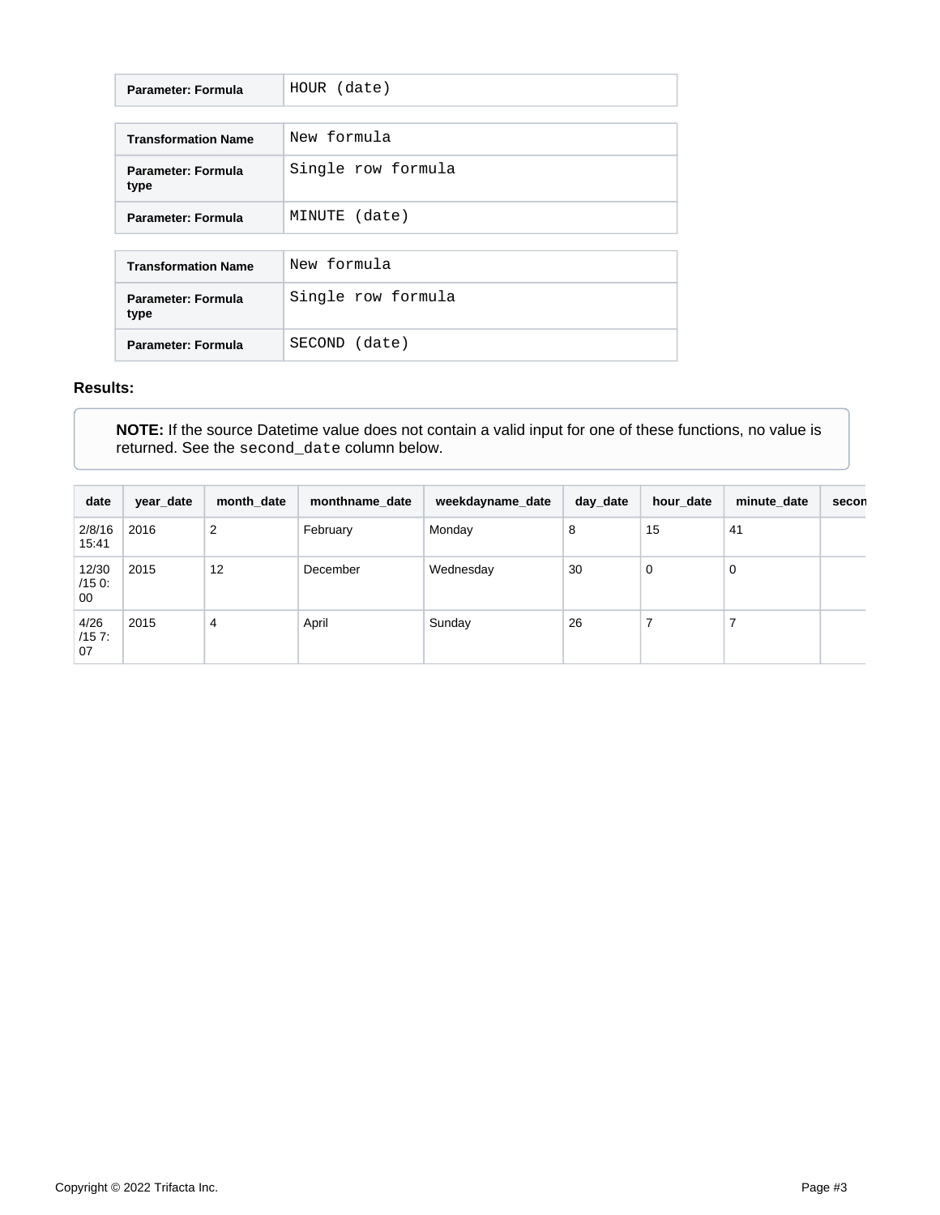| | |
|---|---|
| **Parameter: Formula** | HOUR (date) |

| | |
|---|---|
| **Transformation Name** | New formula |
| **Parameter: Formula type** | Single row formula |
| **Parameter: Formula** | MINUTE (date) |

| | |
|---|---|
| **Transformation Name** | New formula |
| **Parameter: Formula type** | Single row formula |
| **Parameter: Formula** | SECOND (date) |

**Results:**

> **NOTE:** If the source Datetime value does not contain a valid input for one of these functions, no value is returned. See the `second_date` column below.

| date | year_date | month_date | monthname_date | weekdayname_date | day_date | hour_date | minute_date | secon |
|---|---|---|---|---|---|---|---|---|
| 2/8/16 15:41 | 2016 | 2 | February | Monday | 8 | 15 | 41 | |
| 12/30/15 0:00 | 2015 | 12 | December | Wednesday | 30 | 0 | 0 | |
| 4/26/15 7:07 | 2015 | 4 | April | Sunday | 26 | 7 | 7 | |